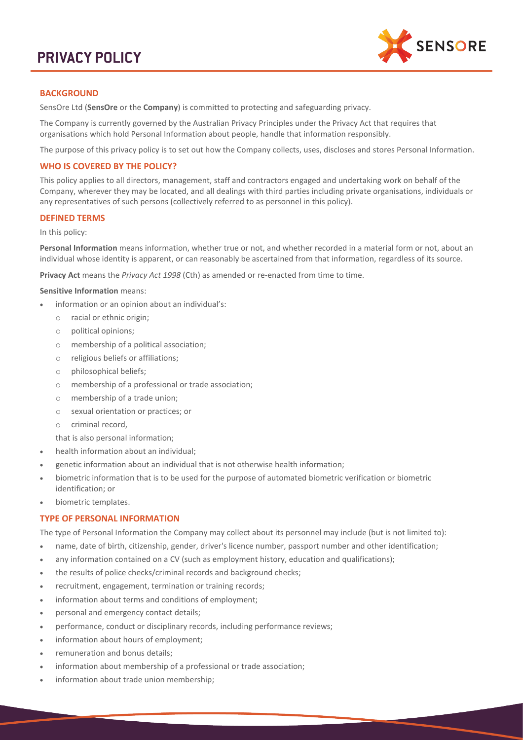# PRIVACY POLICY

## BACKGROUND

SensOre Ltd (**SensOre** or the **Company**) is committed to protecting and safeguarding privacy.

The Company is currently governed by the Australian Privacy Principles under the Privacy Act that requires that organisations which hold Personal Information about people, handle that information responsibly.

The purpose of this privacy policy is to set out how the Company collects, uses, discloses and stores Personal Information.

## WHO IS COVERED BY THE POLICY?

This policy applies to all directors, management, staff and contractors engaged and undertaking work on behalf of the Company, wherever they may be located, and all dealings with third parties including private organisations, individuals or any representatives of such persons (collectively referred to as personnel in this policy).

## DEFINED TERMS

In this policy:

**Personal Information** means information, whether true or not, and whether recorded in a material form or not, about an individual whose identity is apparent, or can reasonably be ascertained from that information, regardless of its source.

**Privacy Act** means the *Privacy Act 1998* (Cth) as amended or re-enacted from time to time.

**Sensitive Information** means:

- information or an opinion about an individual's:
  - racial or ethnic origin;
  - political opinions;
  - membership of a political association;
  - religious beliefs or affiliations;
  - philosophical beliefs;
  - membership of a professional or trade association;
  - membership of a trade union;
  - sexual orientation or practices; or
  - criminal record,

  that is also personal information;
- health information about an individual;
- genetic information about an individual that is not otherwise health information;
- biometric information that is to be used for the purpose of automated biometric verification or biometric identification; or
- biometric templates.

## TYPE OF PERSONAL INFORMATION

The type of Personal Information the Company may collect about its personnel may include (but is not limited to):

- name, date of birth, citizenship, gender, driver's licence number, passport number and other identification;
- any information contained on a CV (such as employment history, education and qualifications);
- the results of police checks/criminal records and background checks;
- recruitment, engagement, termination or training records;
- information about terms and conditions of employment;
- personal and emergency contact details;
- performance, conduct or disciplinary records, including performance reviews;
- information about hours of employment;
- remuneration and bonus details;
- information about membership of a professional or trade association;
- information about trade union membership;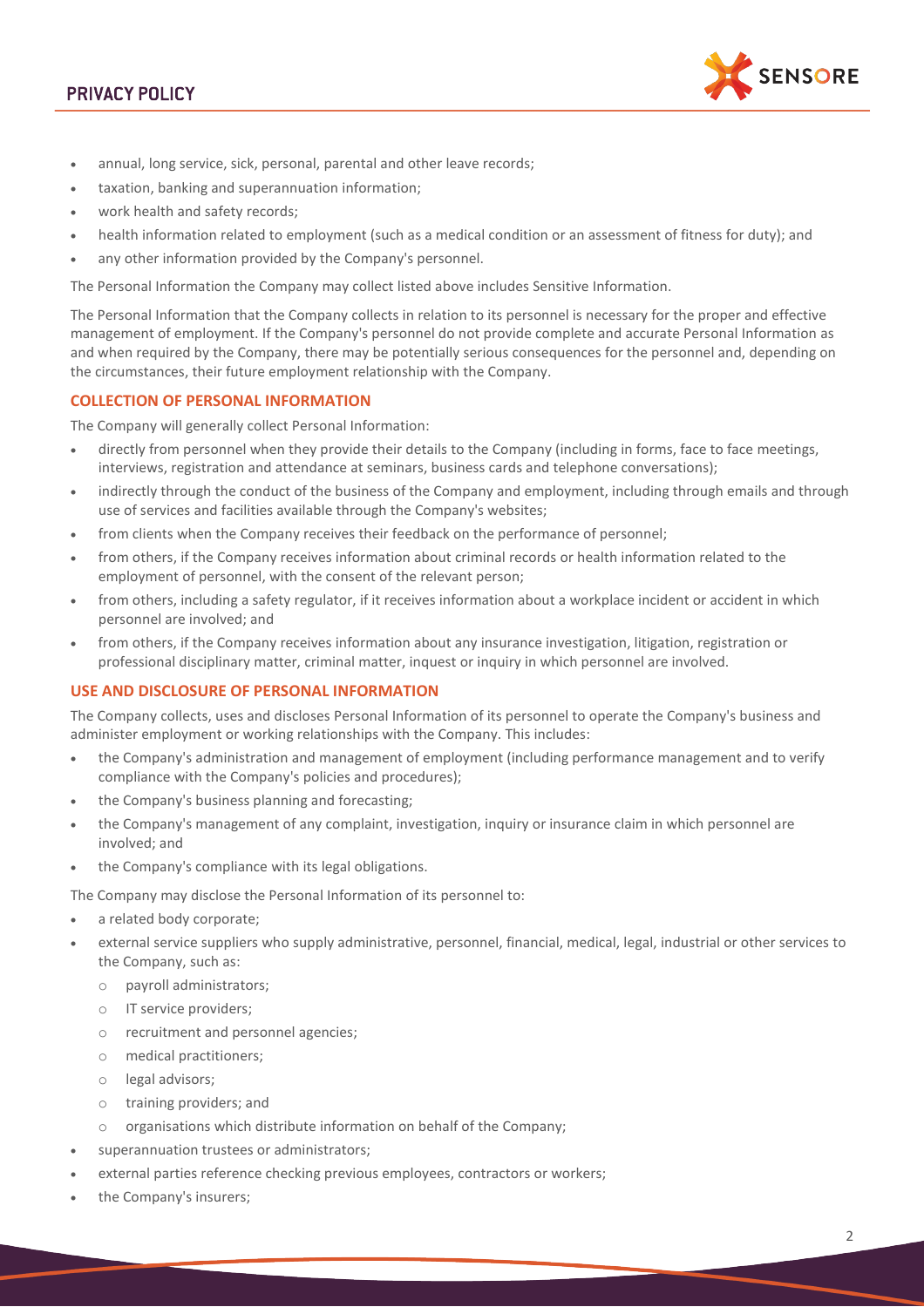- annual, long service, sick, personal, parental and other leave records;
- taxation, banking and superannuation information;
- work health and safety records;
- health information related to employment (such as a medical condition or an assessment of fitness for duty); and
- any other information provided by the Company's personnel.

The Personal Information the Company may collect listed above includes Sensitive Information.

The Personal Information that the Company collects in relation to its personnel is necessary for the proper and effective management of employment. If the Company's personnel do not provide complete and accurate Personal Information as and when required by the Company, there may be potentially serious consequences for the personnel and, depending on the circumstances, their future employment relationship with the Company.

## COLLECTION OF PERSONAL INFORMATION

The Company will generally collect Personal Information:

- directly from personnel when they provide their details to the Company (including in forms, face to face meetings, interviews, registration and attendance at seminars, business cards and telephone conversations);
- indirectly through the conduct of the business of the Company and employment, including through emails and through use of services and facilities available through the Company's websites;
- from clients when the Company receives their feedback on the performance of personnel;
- from others, if the Company receives information about criminal records or health information related to the employment of personnel, with the consent of the relevant person;
- from others, including a safety regulator, if it receives information about a workplace incident or accident in which personnel are involved; and
- from others, if the Company receives information about any insurance investigation, litigation, registration or professional disciplinary matter, criminal matter, inquest or inquiry in which personnel are involved.

## USE AND DISCLOSURE OF PERSONAL INFORMATION

The Company collects, uses and discloses Personal Information of its personnel to operate the Company's business and administer employment or working relationships with the Company. This includes:

- the Company's administration and management of employment (including performance management and to verify compliance with the Company's policies and procedures);
- the Company's business planning and forecasting;
- the Company's management of any complaint, investigation, inquiry or insurance claim in which personnel are involved; and
- the Company's compliance with its legal obligations.

The Company may disclose the Personal Information of its personnel to:

- a related body corporate;
- external service suppliers who supply administrative, personnel, financial, medical, legal, industrial or other services to the Company, such as:
  - payroll administrators;
  - IT service providers;
  - recruitment and personnel agencies;
  - medical practitioners;
  - legal advisors;
  - training providers; and
  - organisations which distribute information on behalf of the Company;
- superannuation trustees or administrators;
- external parties reference checking previous employees, contractors or workers;
- the Company's insurers;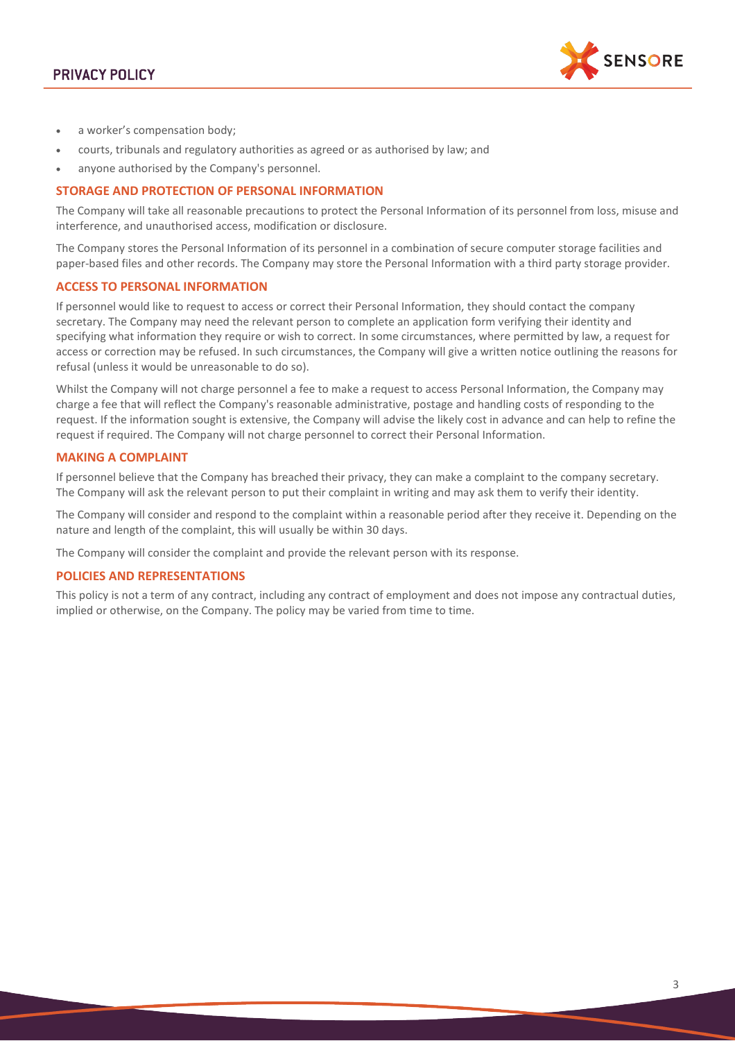- a worker's compensation body;
- courts, tribunals and regulatory authorities as agreed or as authorised by law; and
- anyone authorised by the Company's personnel.

## STORAGE AND PROTECTION OF PERSONAL INFORMATION

The Company will take all reasonable precautions to protect the Personal Information of its personnel from loss, misuse and interference, and unauthorised access, modification or disclosure.

The Company stores the Personal Information of its personnel in a combination of secure computer storage facilities and paper-based files and other records. The Company may store the Personal Information with a third party storage provider.

## ACCESS TO PERSONAL INFORMATION

If personnel would like to request to access or correct their Personal Information, they should contact the company secretary. The Company may need the relevant person to complete an application form verifying their identity and specifying what information they require or wish to correct. In some circumstances, where permitted by law, a request for access or correction may be refused. In such circumstances, the Company will give a written notice outlining the reasons for refusal (unless it would be unreasonable to do so).

Whilst the Company will not charge personnel a fee to make a request to access Personal Information, the Company may charge a fee that will reflect the Company's reasonable administrative, postage and handling costs of responding to the request. If the information sought is extensive, the Company will advise the likely cost in advance and can help to refine the request if required. The Company will not charge personnel to correct their Personal Information.

## MAKING A COMPLAINT

If personnel believe that the Company has breached their privacy, they can make a complaint to the company secretary. The Company will ask the relevant person to put their complaint in writing and may ask them to verify their identity.

The Company will consider and respond to the complaint within a reasonable period after they receive it. Depending on the nature and length of the complaint, this will usually be within 30 days.

The Company will consider the complaint and provide the relevant person with its response.

## POLICIES AND REPRESENTATIONS

This policy is not a term of any contract, including any contract of employment and does not impose any contractual duties, implied or otherwise, on the Company. The policy may be varied from time to time.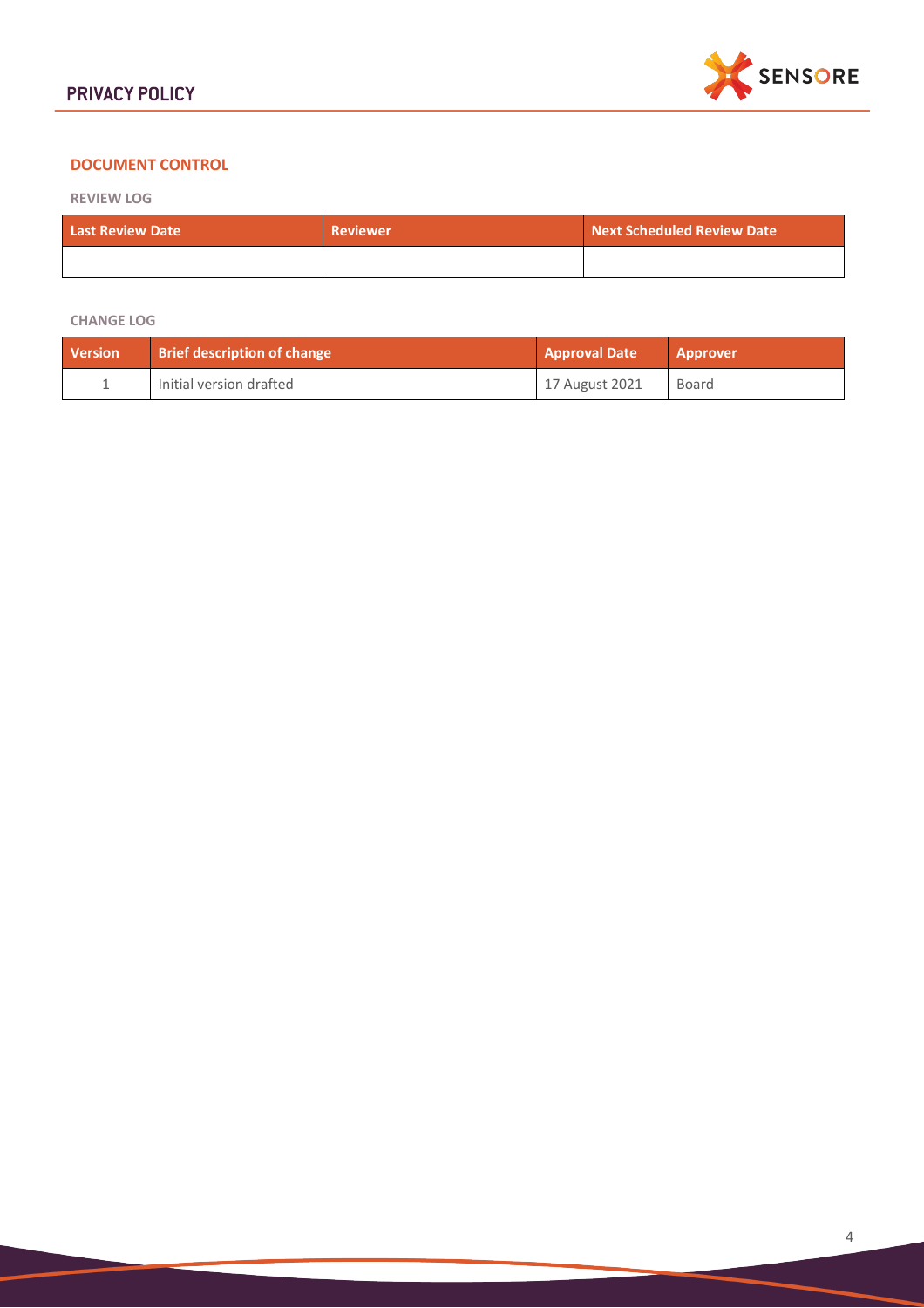## DOCUMENT CONTROL

### REVIEW LOG

| Last Review Date | Reviewer | Next Scheduled Review Date |
|---|---|---|
| | | |

### CHANGE LOG

| Version | Brief description of change | Approval Date | Approver |
|---|---|---|---|
| 1 | Initial version drafted | 17 August 2021 | Board |